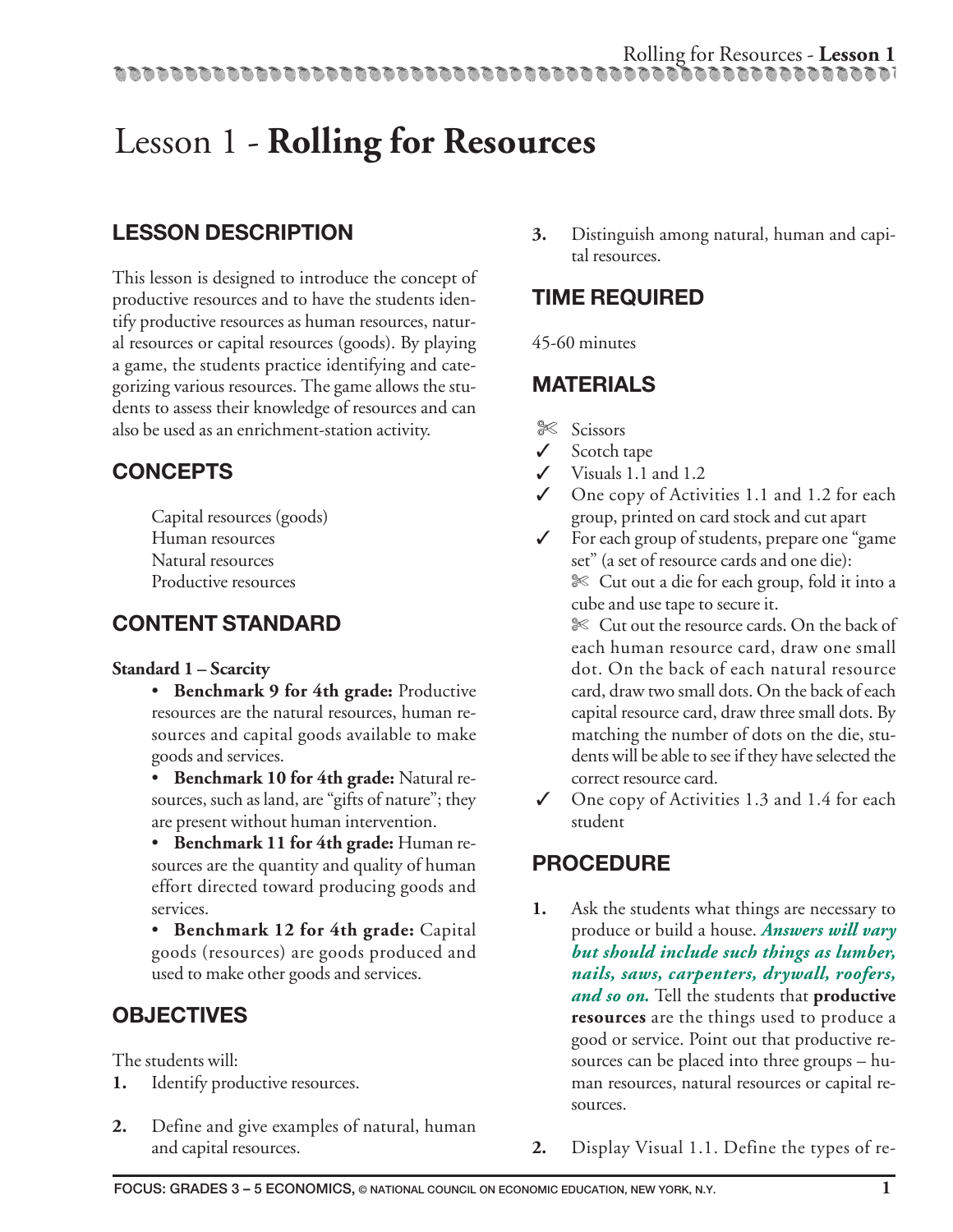# Lesson 1 - **Rolling for Resources**

## LESSON DESCRIPTION

This lesson is designed to introduce the concept of productive resources and to have the students identify productive resources as human resources, natural resources or capital resources (goods). By playing a game, the students practice identifying and categorizing various resources. The game allows the students to assess their knowledge of resources and can also be used as an enrichment-station activity.

## CONCEPTS

Capital resources (goods)
Human resources
Natural resources
Productive resources

## CONTENT STANDARD

**Standard 1 – Scarcity**

- **Benchmark 9 for 4th grade:** Productive resources are the natural resources, human resources and capital goods available to make goods and services.
- **Benchmark 10 for 4th grade:** Natural resources, such as land, are "gifts of nature"; they are present without human intervention.
- **Benchmark 11 for 4th grade:** Human resources are the quantity and quality of human effort directed toward producing goods and services.
- **Benchmark 12 for 4th grade:** Capital goods (resources) are goods produced and used to make other goods and services.

## OBJECTIVES

The students will:

1. Identify productive resources.
2. Define and give examples of natural, human and capital resources.
3. Distinguish among natural, human and capital resources.

## TIME REQUIRED

45-60 minutes

## MATERIALS

- ✄ Scissors
- ✓ Scotch tape
- ✓ Visuals 1.1 and 1.2
- ✓ One copy of Activities 1.1 and 1.2 for each group, printed on card stock and cut apart
- ✓ For each group of students, prepare one "game set" (a set of resource cards and one die):
  - ✄ Cut out a die for each group, fold it into a cube and use tape to secure it.
  - ✄ Cut out the resource cards. On the back of each human resource card, draw one small dot. On the back of each natural resource card, draw two small dots. On the back of each capital resource card, draw three small dots. By matching the number of dots on the die, students will be able to see if they have selected the correct resource card.
- ✓ One copy of Activities 1.3 and 1.4 for each student

## PROCEDURE

1. Ask the students what things are necessary to produce or build a house. ***Answers will vary but should include such things as lumber, nails, saws, carpenters, drywall, roofers, and so on.*** Tell the students that **productive resources** are the things used to produce a good or service. Point out that productive resources can be placed into three groups – human resources, natural resources or capital resources.
2. Display Visual 1.1. Define the types of re-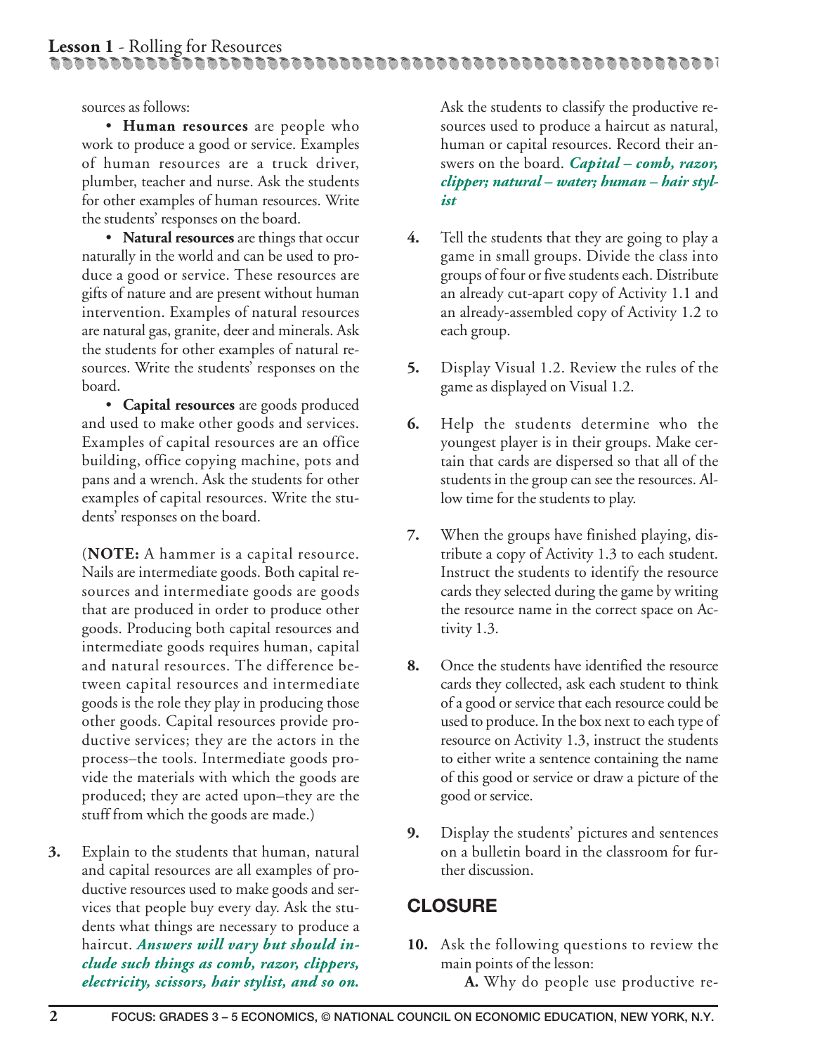sources as follows:

• **Human resources** are people who work to produce a good or service. Examples of human resources are a truck driver, plumber, teacher and nurse. Ask the students for other examples of human resources. Write the students' responses on the board.

• **Natural resources** are things that occur naturally in the world and can be used to produce a good or service. These resources are gifts of nature and are present without human intervention. Examples of natural resources are natural gas, granite, deer and minerals. Ask the students for other examples of natural resources. Write the students' responses on the board.

• **Capital resources** are goods produced and used to make other goods and services. Examples of capital resources are an office building, office copying machine, pots and pans and a wrench. Ask the students for other examples of capital resources. Write the students' responses on the board.

(**NOTE:** A hammer is a capital resource. Nails are intermediate goods. Both capital resources and intermediate goods are goods that are produced in order to produce other goods. Producing both capital resources and intermediate goods requires human, capital and natural resources. The difference between capital resources and intermediate goods is the role they play in producing those other goods. Capital resources provide productive services; they are the actors in the process–the tools. Intermediate goods provide the materials with which the goods are produced; they are acted upon–they are the stuff from which the goods are made.)

**3.** Explain to the students that human, natural and capital resources are all examples of productive resources used to make goods and services that people buy every day. Ask the students what things are necessary to produce a haircut. ***Answers will vary but should include such things as comb, razor, clippers, electricity, scissors, hair stylist, and so on.***

Ask the students to classify the productive resources used to produce a haircut as natural, human or capital resources. Record their answers on the board. ***Capital – comb, razor, clipper; natural – water; human – hair stylist***

**4.** Tell the students that they are going to play a game in small groups. Divide the class into groups of four or five students each. Distribute an already cut-apart copy of Activity 1.1 and an already-assembled copy of Activity 1.2 to each group.

**5.** Display Visual 1.2. Review the rules of the game as displayed on Visual 1.2.

**6.** Help the students determine who the youngest player is in their groups. Make certain that cards are dispersed so that all of the students in the group can see the resources. Allow time for the students to play.

**7.** When the groups have finished playing, distribute a copy of Activity 1.3 to each student. Instruct the students to identify the resource cards they selected during the game by writing the resource name in the correct space on Activity 1.3.

**8.** Once the students have identified the resource cards they collected, ask each student to think of a good or service that each resource could be used to produce. In the box next to each type of resource on Activity 1.3, instruct the students to either write a sentence containing the name of this good or service or draw a picture of the good or service.

**9.** Display the students' pictures and sentences on a bulletin board in the classroom for further discussion.

## CLOSURE

**10.** Ask the following questions to review the main points of the lesson:

**A.** Why do people use productive re-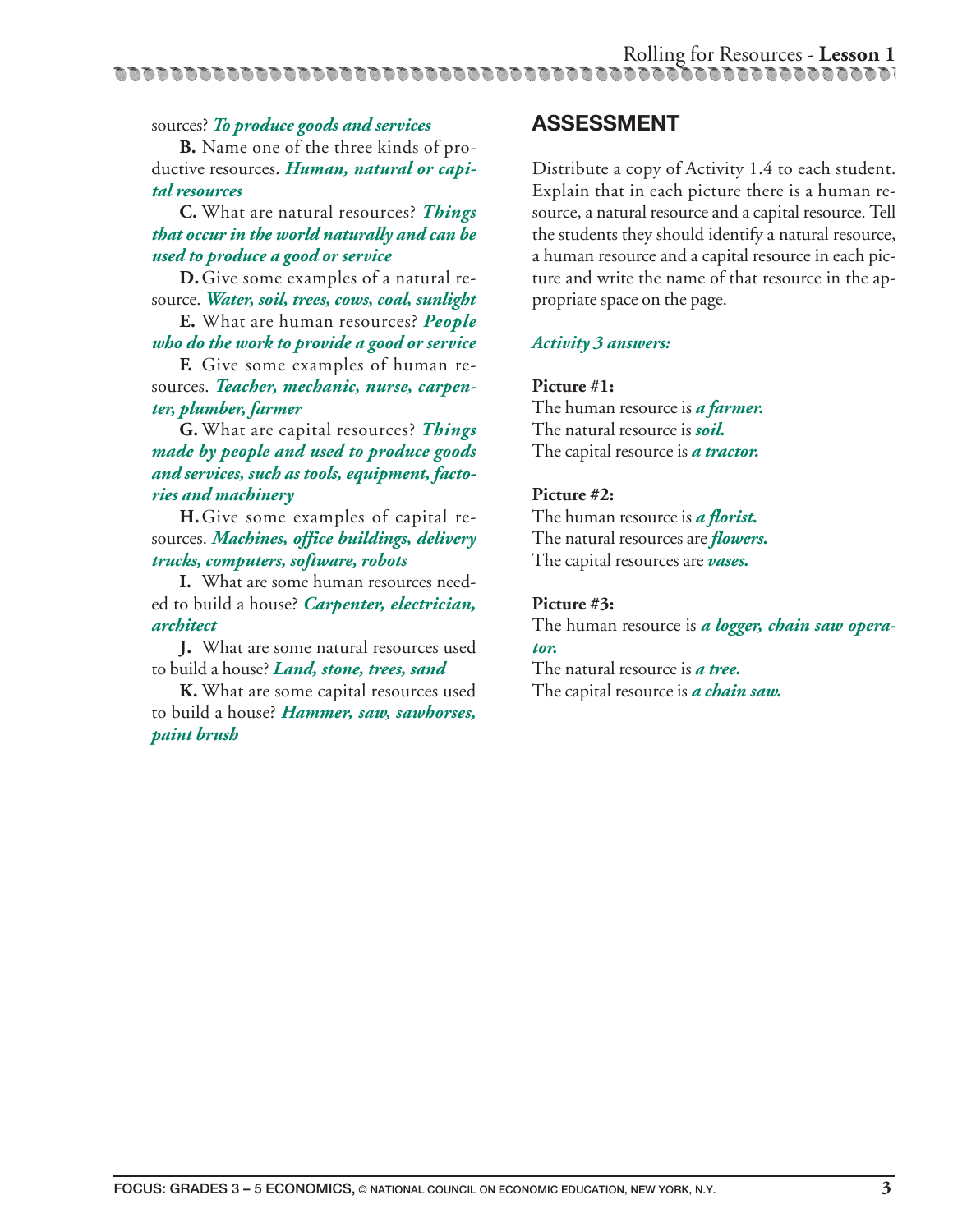sources? ***To produce goods and services***

**B.** Name one of the three kinds of productive resources. ***Human, natural or capital resources***

**C.** What are natural resources? ***Things that occur in the world naturally and can be used to produce a good or service***

**D.** Give some examples of a natural resource. ***Water, soil, trees, cows, coal, sunlight***

**E.** What are human resources? ***People who do the work to provide a good or service***

**F.** Give some examples of human resources. ***Teacher, mechanic, nurse, carpenter, plumber, farmer***

**G.** What are capital resources? ***Things made by people and used to produce goods and services, such as tools, equipment, factories and machinery***

**H.** Give some examples of capital resources. ***Machines, office buildings, delivery trucks, computers, software, robots***

**I.** What are some human resources needed to build a house? ***Carpenter, electrician, architect***

**J.** What are some natural resources used to build a house? ***Land, stone, trees, sand***

**K.** What are some capital resources used to build a house? ***Hammer, saw, sawhorses, paint brush***

## ASSESSMENT

Distribute a copy of Activity 1.4 to each student. Explain that in each picture there is a human resource, a natural resource and a capital resource. Tell the students they should identify a natural resource, a human resource and a capital resource in each picture and write the name of that resource in the appropriate space on the page.

***Activity 3 answers:***

**Picture #1:**
The human resource is ***a farmer.***
The natural resource is ***soil.***
The capital resource is ***a tractor.***

**Picture #2:**
The human resource is ***a florist.***
The natural resources are ***flowers.***
The capital resources are ***vases.***

**Picture #3:**
The human resource is ***a logger, chain saw operator.***
The natural resource is ***a tree.***
The capital resource is ***a chain saw.***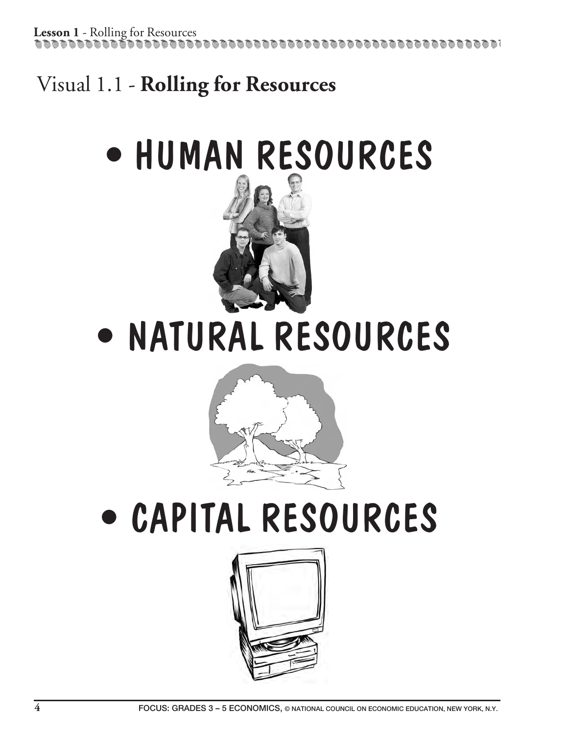# Visual 1.1 - **Rolling for Resources**

- HUMAN RESOURCES
- NATURAL RESOURCES
- CAPITAL RESOURCES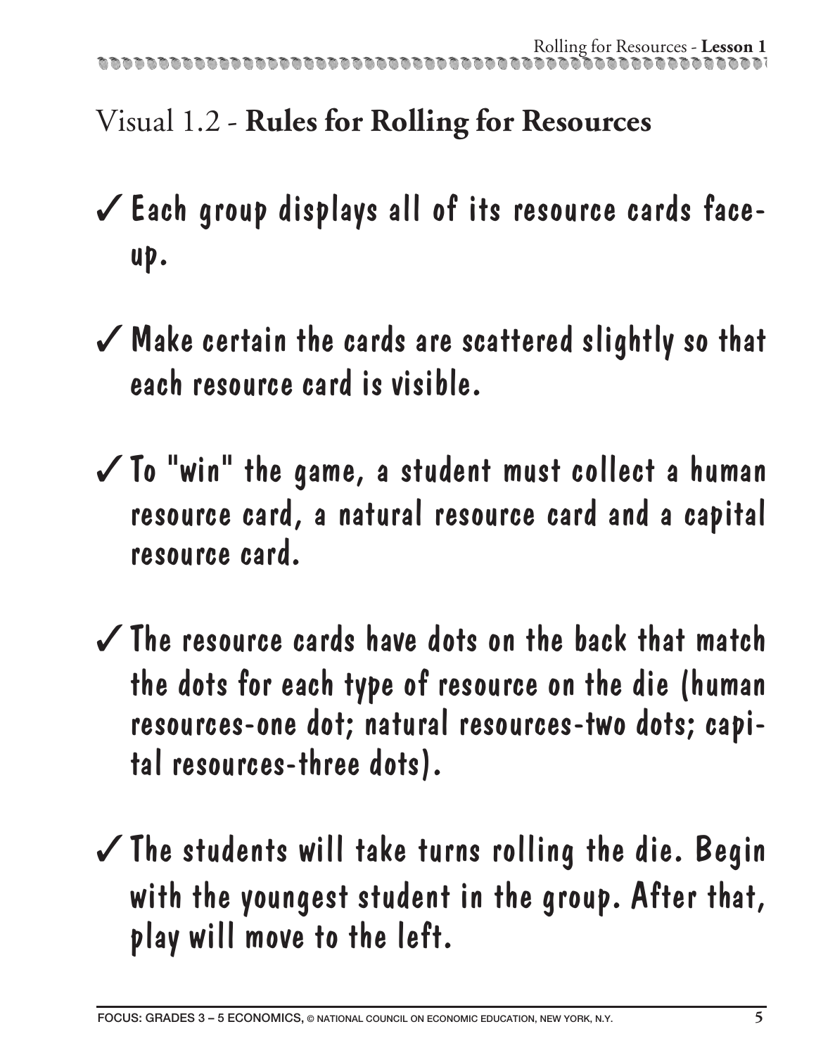# Visual 1.2 - **Rules for Rolling for Resources**

- ✓ Each group displays all of its resource cards face-up.

- ✓ Make certain the cards are scattered slightly so that each resource card is visible.

- ✓ To "win" the game, a student must collect a human resource card, a natural resource card and a capital resource card.

- ✓ The resource cards have dots on the back that match the dots for each type of resource on the die (human resources-one dot; natural resources-two dots; capital resources-three dots).

- ✓ The students will take turns rolling the die. Begin with the youngest student in the group. After that, play will move to the left.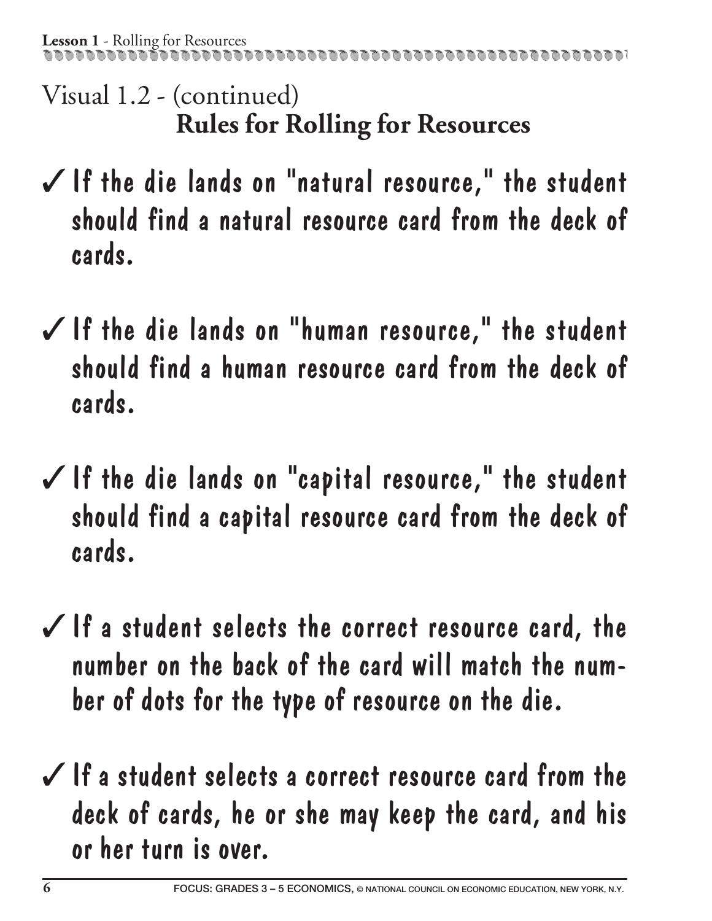## Visual 1.2 - (continued)

### Rules for Rolling for Resources

- ✓ If the die lands on "natural resource," the student should find a natural resource card from the deck of cards.
- ✓ If the die lands on "human resource," the student should find a human resource card from the deck of cards.
- ✓ If the die lands on "capital resource," the student should find a capital resource card from the deck of cards.
- ✓ If a student selects the correct resource card, the number on the back of the card will match the number of dots for the type of resource on the die.
- ✓ If a student selects a correct resource card from the deck of cards, he or she may keep the card, and his or her turn is over.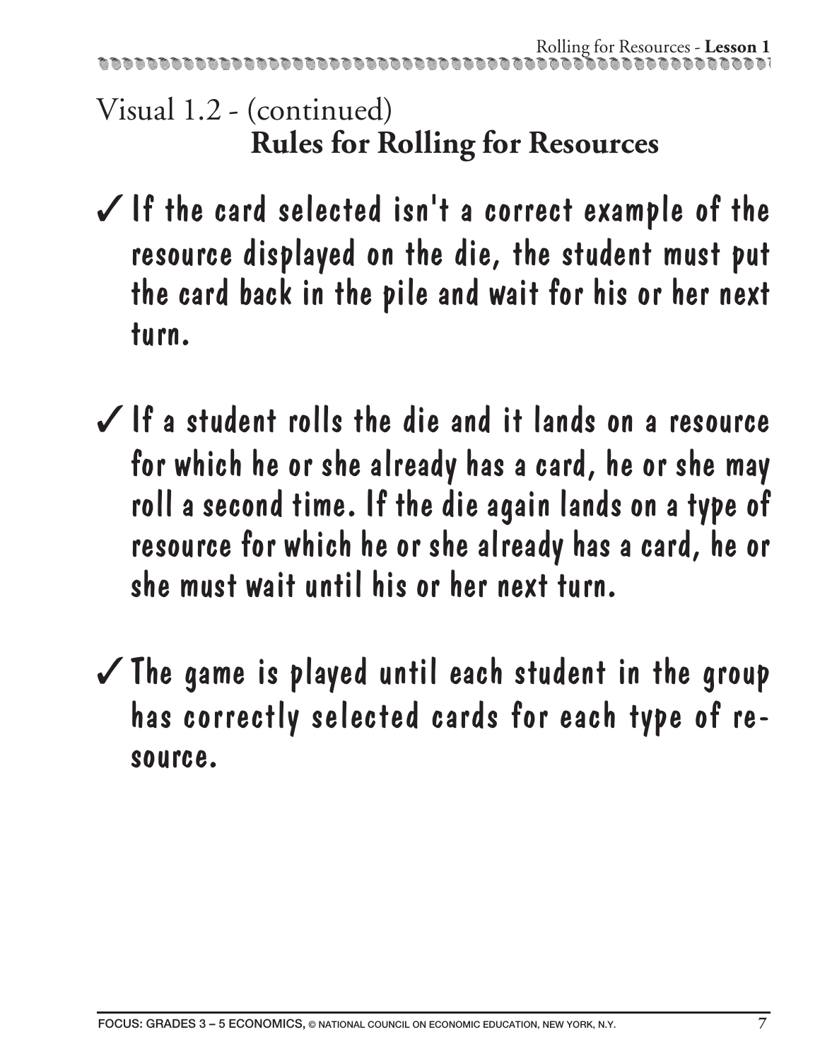## Visual 1.2 - (continued)

### Rules for Rolling for Resources

✓ If the card selected isn't a correct example of the resource displayed on the die, the student must put the card back in the pile and wait for his or her next turn.

✓ If a student rolls the die and it lands on a resource for which he or she already has a card, he or she may roll a second time. If the die again lands on a type of resource for which he or she already has a card, he or she must wait until his or her next turn.

✓ The game is played until each student in the group has correctly selected cards for each type of resource.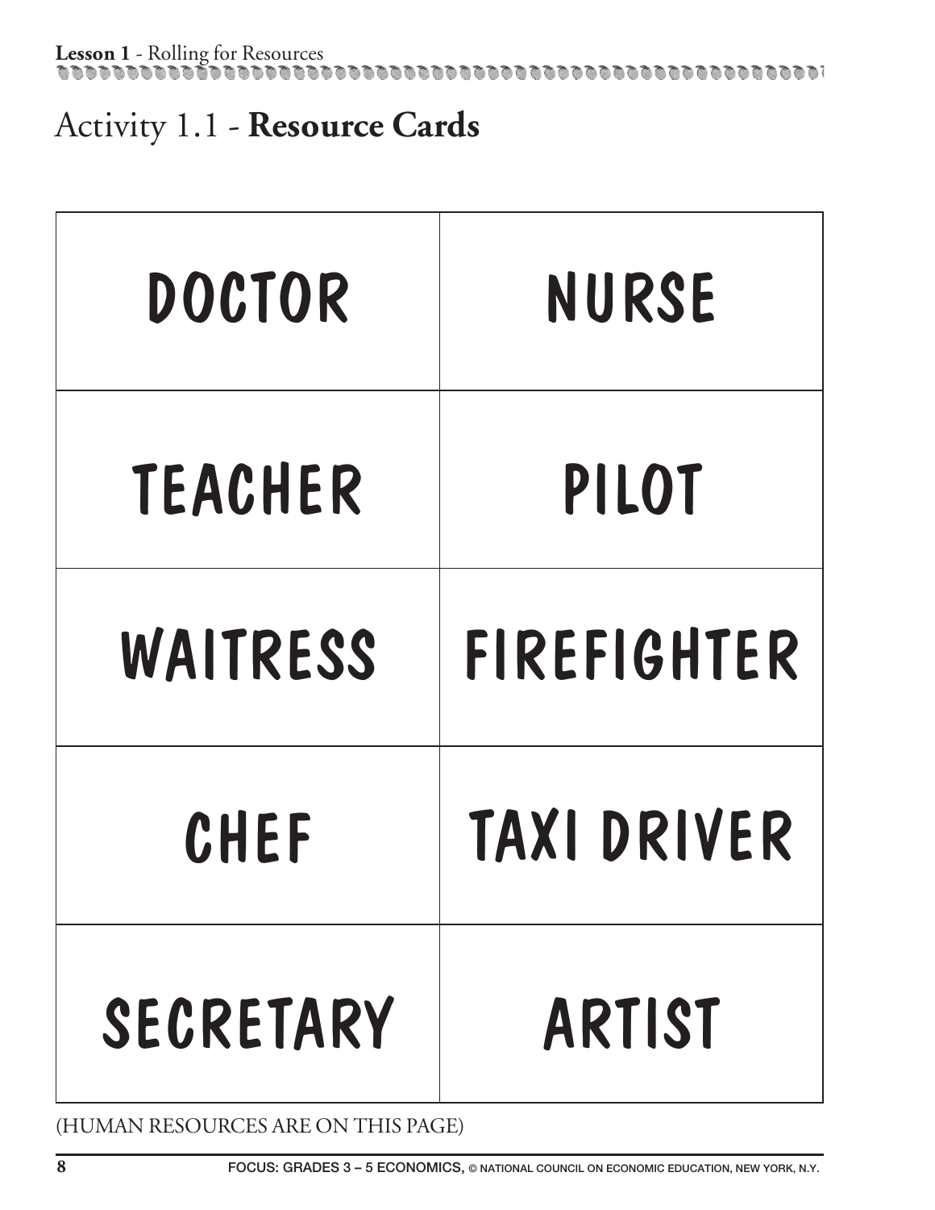# Activity 1.1 - **Resource Cards**

| | |
|---|---|
| DOCTOR | NURSE |
| TEACHER | PILOT |
| WAITRESS | FIREFIGHTER |
| CHEF | TAXI DRIVER |
| SECRETARY | ARTIST |

(HUMAN RESOURCES ARE ON THIS PAGE)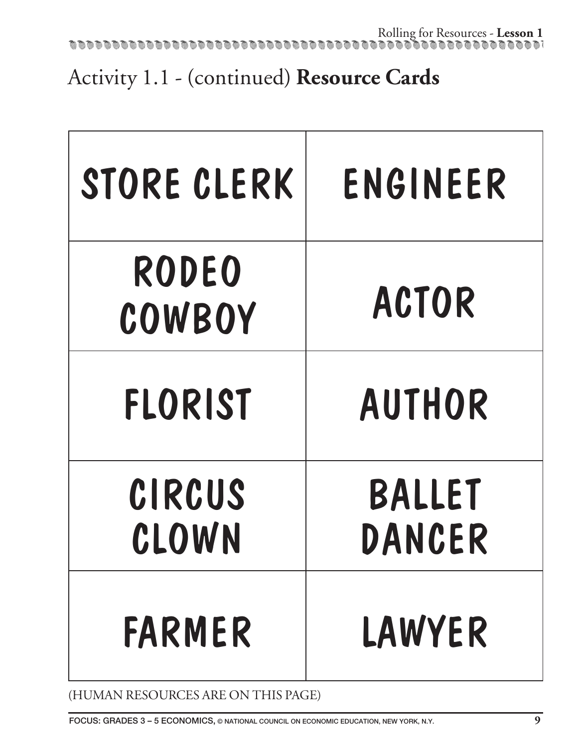# Activity 1.1 - (continued) **Resource Cards**

| | |
|---|---|
| STORE CLERK | ENGINEER |
| RODEO COWBOY | ACTOR |
| FLORIST | AUTHOR |
| CIRCUS CLOWN | BALLET DANCER |
| FARMER | LAWYER |

(HUMAN RESOURCES ARE ON THIS PAGE)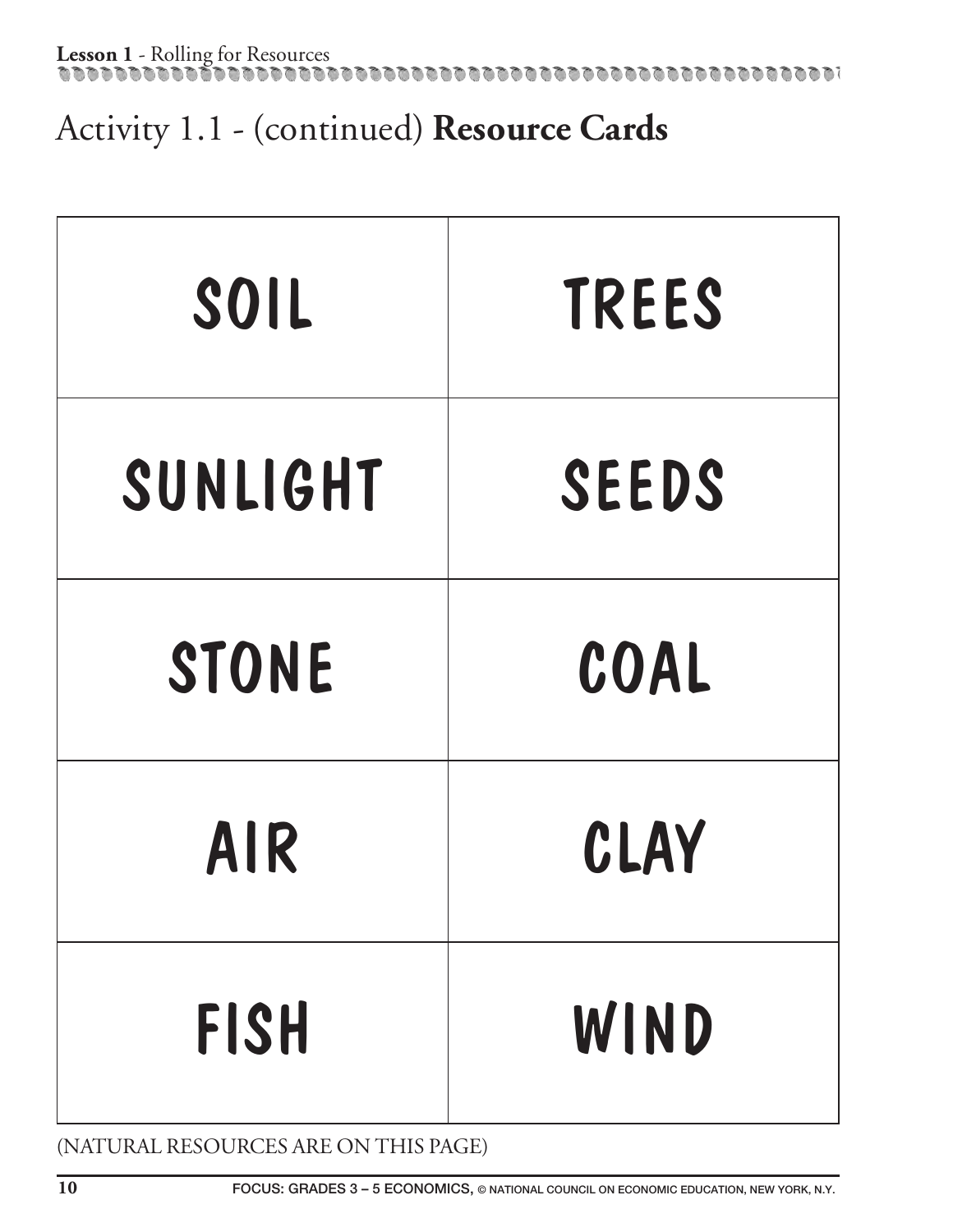# Activity 1.1 - (continued) **Resource Cards**

| SOIL | TREES |
|---|---|
| SUNLIGHT | SEEDS |
| STONE | COAL |
| AIR | CLAY |
| FISH | WIND |

(NATURAL RESOURCES ARE ON THIS PAGE)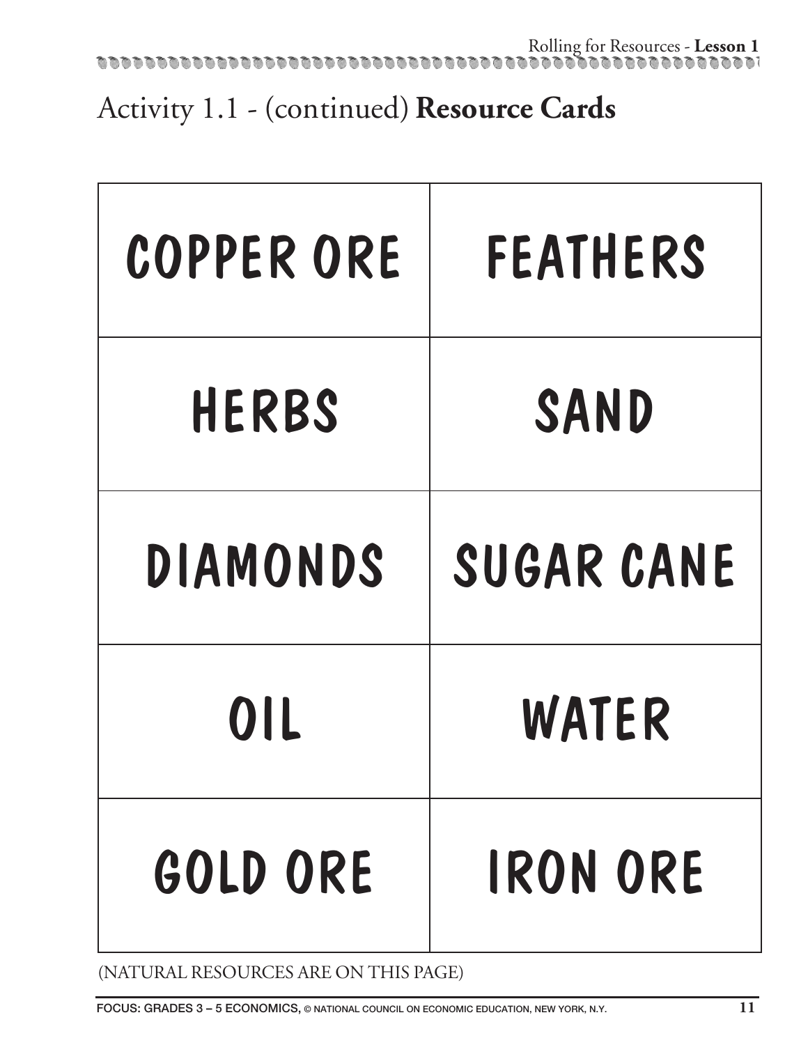# Activity 1.1 - (continued) **Resource Cards**

| | |
|---|---|
| COPPER ORE | FEATHERS |
| HERBS | SAND |
| DIAMONDS | SUGAR CANE |
| OIL | WATER |
| GOLD ORE | IRON ORE |

(NATURAL RESOURCES ARE ON THIS PAGE)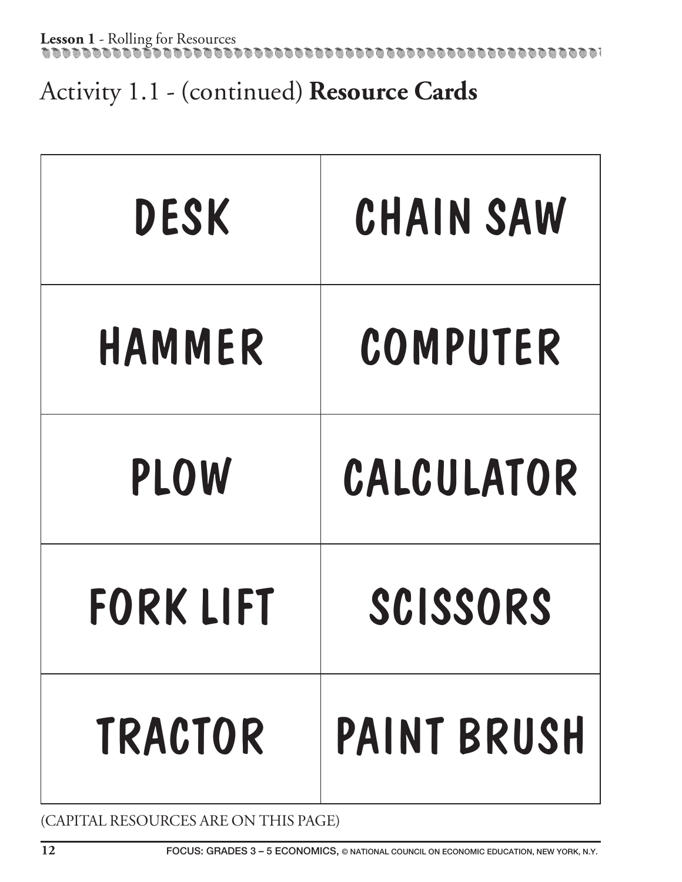# Activity 1.1 - (continued) **Resource Cards**

| | |
|---|---|
| DESK | CHAIN SAW |
| HAMMER | COMPUTER |
| PLOW | CALCULATOR |
| FORK LIFT | SCISSORS |
| TRACTOR | PAINT BRUSH |

(CAPITAL RESOURCES ARE ON THIS PAGE)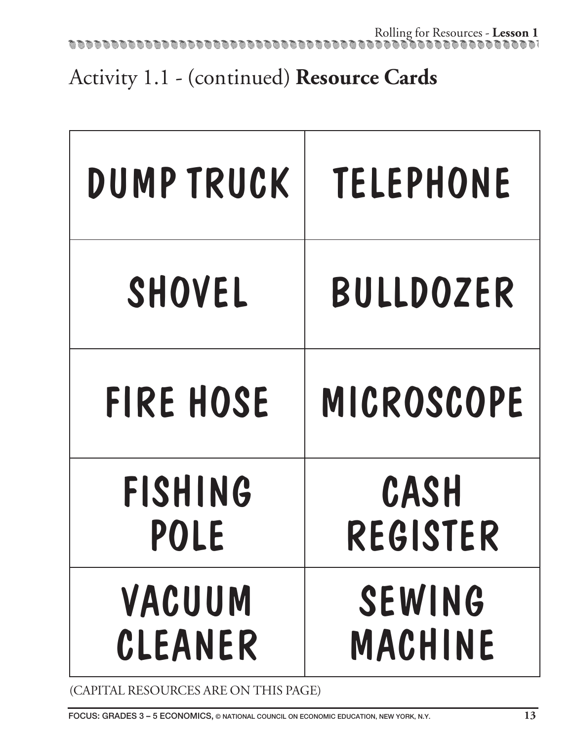## Activity 1.1 - (continued) **Resource Cards**

| | |
|---|---|
| DUMP TRUCK | TELEPHONE |
| SHOVEL | BULLDOZER |
| FIRE HOSE | MICROSCOPE |
| FISHING POLE | CASH REGISTER |
| VACUUM CLEANER | SEWING MACHINE |

(CAPITAL RESOURCES ARE ON THIS PAGE)

FOCUS: GRADES 3 – 5 ECONOMICS, © NATIONAL COUNCIL ON ECONOMIC EDUCATION, NEW YORK, N.Y.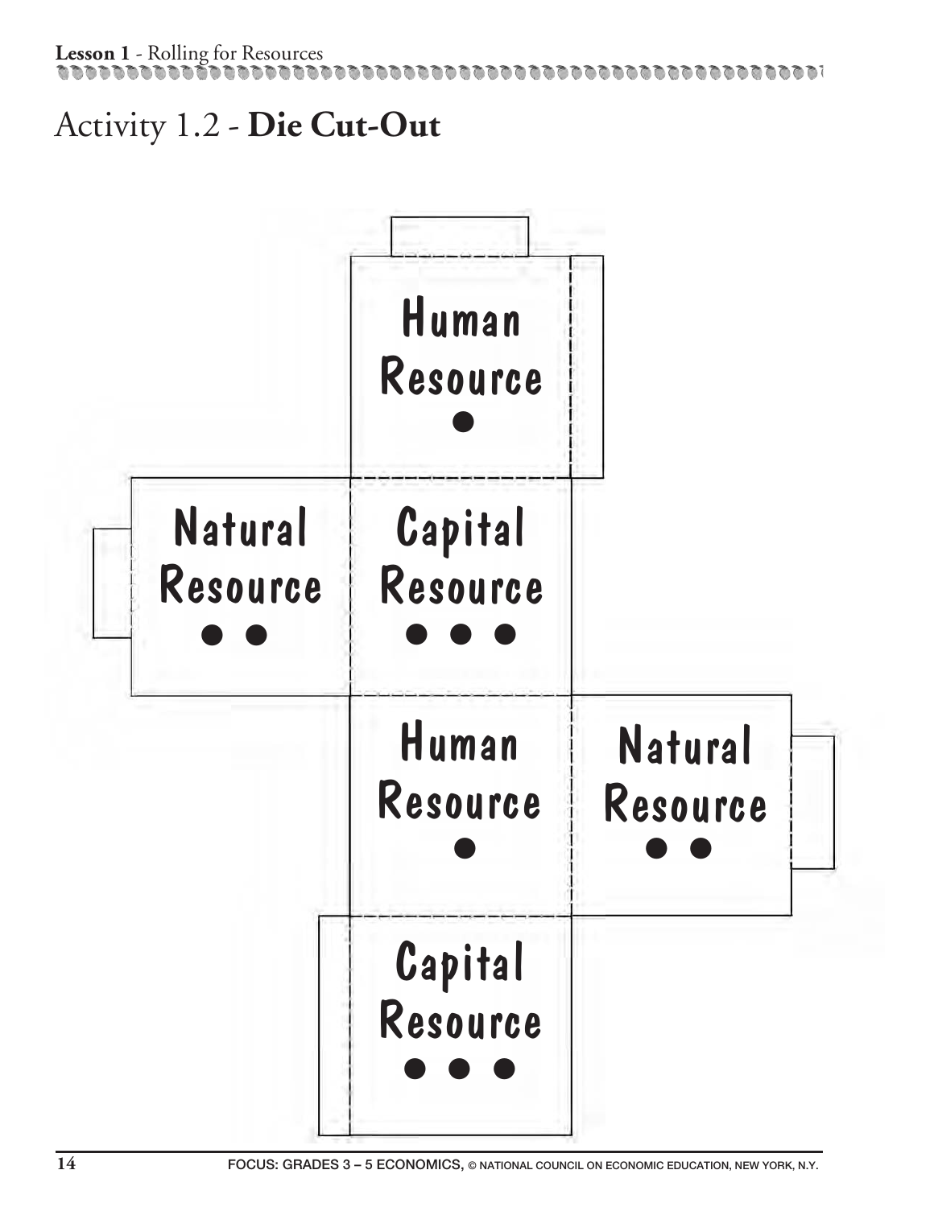# Activity 1.2 - **Die Cut-Out**

Human Resource
●

Natural Resource
● ●

Capital Resource
● ● ●

Human Resource
●

Natural Resource
● ●

Capital Resource
● ● ●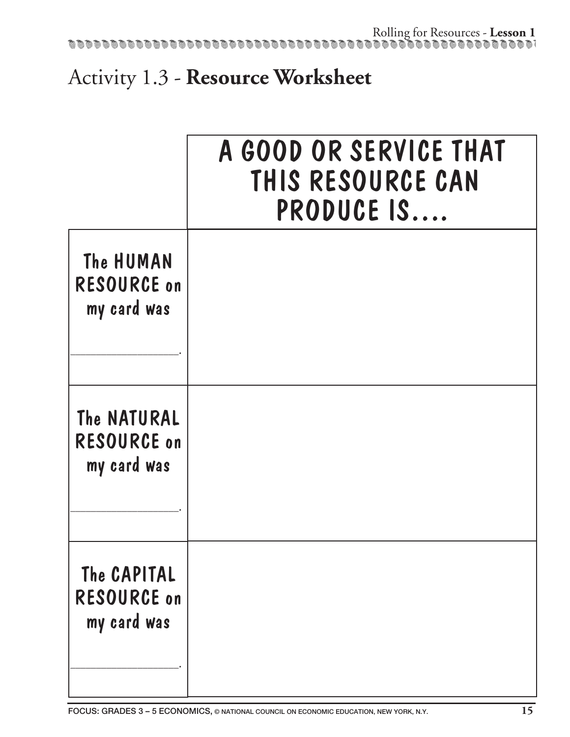# Activity 1.3 - **Resource Worksheet**

| | A GOOD OR SERVICE THAT THIS RESOURCE CAN PRODUCE IS.... |
|---|---|
| The HUMAN RESOURCE on my card was ________________. | |
| The NATURAL RESOURCE on my card was ________________. | |
| The CAPITAL RESOURCE on my card was ________________. | |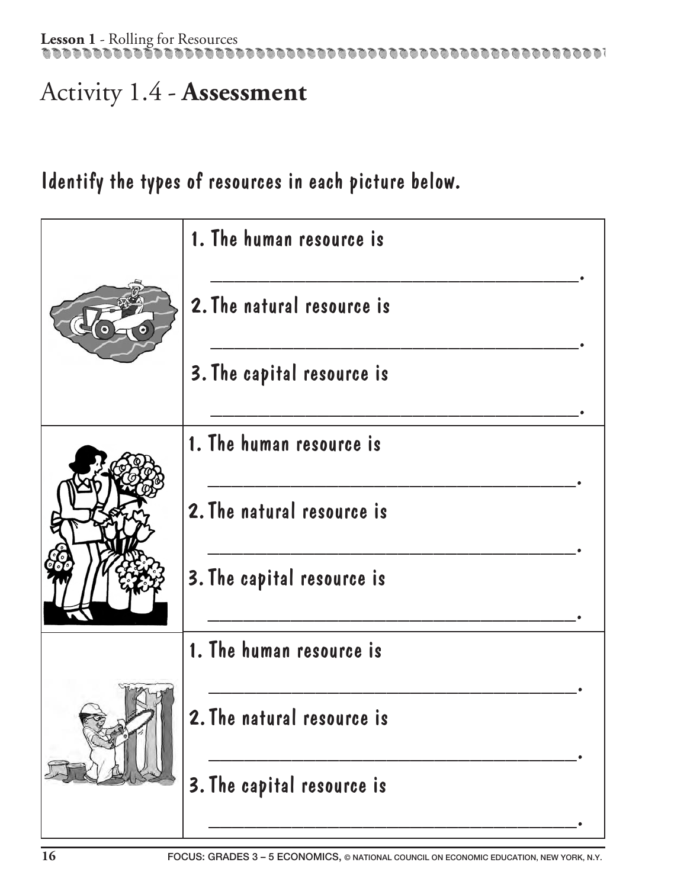# Activity 1.4 - **Assessment**

## Identify the types of resources in each picture below.

| | |
|---|---|
| | 1. The human resource is ______________________________________. <br> 2. The natural resource is ______________________________________. <br> 3. The capital resource is ______________________________________. |
| | 1. The human resource is ______________________________________. <br> 2. The natural resource is ______________________________________. <br> 3. The capital resource is ______________________________________. |
| | 1. The human resource is ______________________________________. <br> 2. The natural resource is ______________________________________. <br> 3. The capital resource is ______________________________________. |

FOCUS: GRADES 3 – 5 ECONOMICS, © NATIONAL COUNCIL ON ECONOMIC EDUCATION, NEW YORK, N.Y.